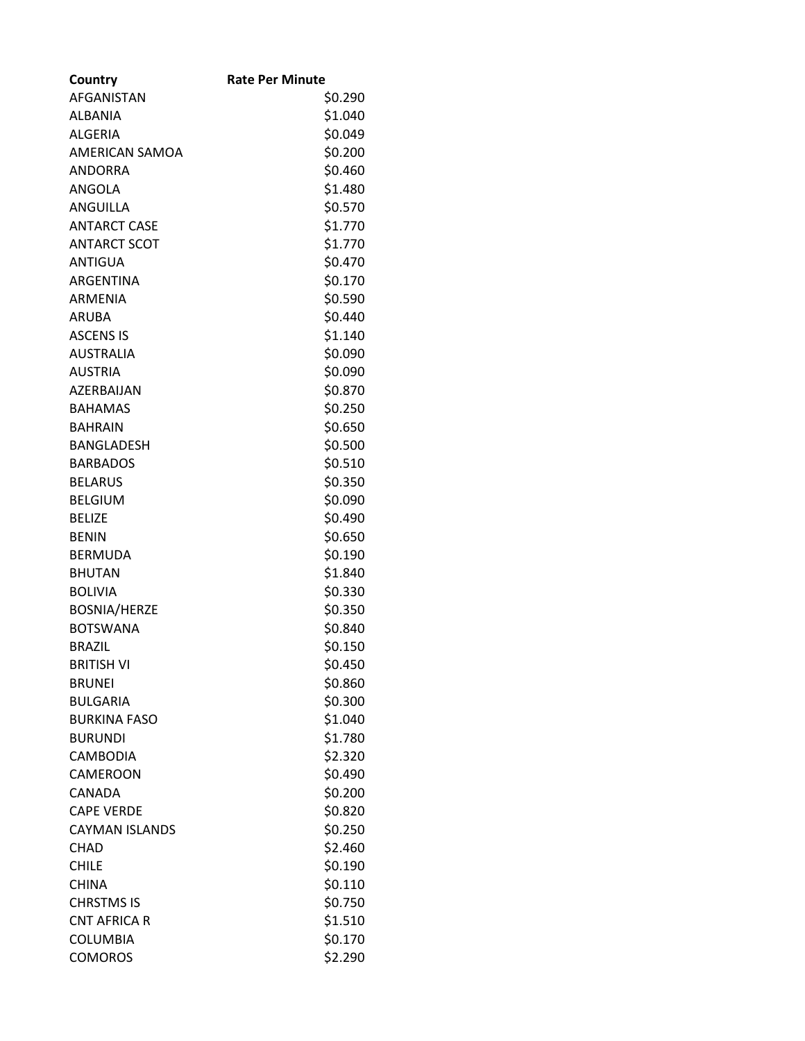| Country | Rate Per Minute |
|---|---|
| AFGANISTAN | $0.290 |
| ALBANIA | $1.040 |
| ALGERIA | $0.049 |
| AMERICAN SAMOA | $0.200 |
| ANDORRA | $0.460 |
| ANGOLA | $1.480 |
| ANGUILLA | $0.570 |
| ANTARCT CASE | $1.770 |
| ANTARCT SCOT | $1.770 |
| ANTIGUA | $0.470 |
| ARGENTINA | $0.170 |
| ARMENIA | $0.590 |
| ARUBA | $0.440 |
| ASCENS IS | $1.140 |
| AUSTRALIA | $0.090 |
| AUSTRIA | $0.090 |
| AZERBAIJAN | $0.870 |
| BAHAMAS | $0.250 |
| BAHRAIN | $0.650 |
| BANGLADESH | $0.500 |
| BARBADOS | $0.510 |
| BELARUS | $0.350 |
| BELGIUM | $0.090 |
| BELIZE | $0.490 |
| BENIN | $0.650 |
| BERMUDA | $0.190 |
| BHUTAN | $1.840 |
| BOLIVIA | $0.330 |
| BOSNIA/HERZE | $0.350 |
| BOTSWANA | $0.840 |
| BRAZIL | $0.150 |
| BRITISH VI | $0.450 |
| BRUNEI | $0.860 |
| BULGARIA | $0.300 |
| BURKINA FASO | $1.040 |
| BURUNDI | $1.780 |
| CAMBODIA | $2.320 |
| CAMEROON | $0.490 |
| CANADA | $0.200 |
| CAPE VERDE | $0.820 |
| CAYMAN ISLANDS | $0.250 |
| CHAD | $2.460 |
| CHILE | $0.190 |
| CHINA | $0.110 |
| CHRSTMS IS | $0.750 |
| CNT AFRICA R | $1.510 |
| COLUMBIA | $0.170 |
| COMOROS | $2.290 |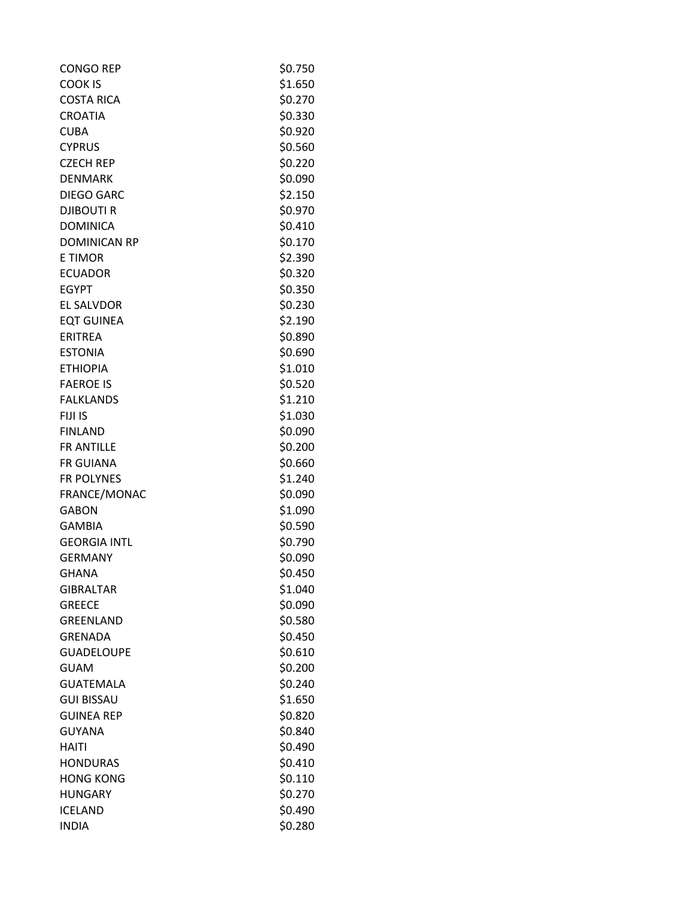| | |
|---|---|
| CONGO REP | $0.750 |
| COOK IS | $1.650 |
| COSTA RICA | $0.270 |
| CROATIA | $0.330 |
| CUBA | $0.920 |
| CYPRUS | $0.560 |
| CZECH REP | $0.220 |
| DENMARK | $0.090 |
| DIEGO GARC | $2.150 |
| DJIBOUTI R | $0.970 |
| DOMINICA | $0.410 |
| DOMINICAN RP | $0.170 |
| E TIMOR | $2.390 |
| ECUADOR | $0.320 |
| EGYPT | $0.350 |
| EL SALVDOR | $0.230 |
| EQT GUINEA | $2.190 |
| ERITREA | $0.890 |
| ESTONIA | $0.690 |
| ETHIOPIA | $1.010 |
| FAEROE IS | $0.520 |
| FALKLANDS | $1.210 |
| FIJI IS | $1.030 |
| FINLAND | $0.090 |
| FR ANTILLE | $0.200 |
| FR GUIANA | $0.660 |
| FR POLYNES | $1.240 |
| FRANCE/MONAC | $0.090 |
| GABON | $1.090 |
| GAMBIA | $0.590 |
| GEORGIA INTL | $0.790 |
| GERMANY | $0.090 |
| GHANA | $0.450 |
| GIBRALTAR | $1.040 |
| GREECE | $0.090 |
| GREENLAND | $0.580 |
| GRENADA | $0.450 |
| GUADELOUPE | $0.610 |
| GUAM | $0.200 |
| GUATEMALA | $0.240 |
| GUI BISSAU | $1.650 |
| GUINEA REP | $0.820 |
| GUYANA | $0.840 |
| HAITI | $0.490 |
| HONDURAS | $0.410 |
| HONG KONG | $0.110 |
| HUNGARY | $0.270 |
| ICELAND | $0.490 |
| INDIA | $0.280 |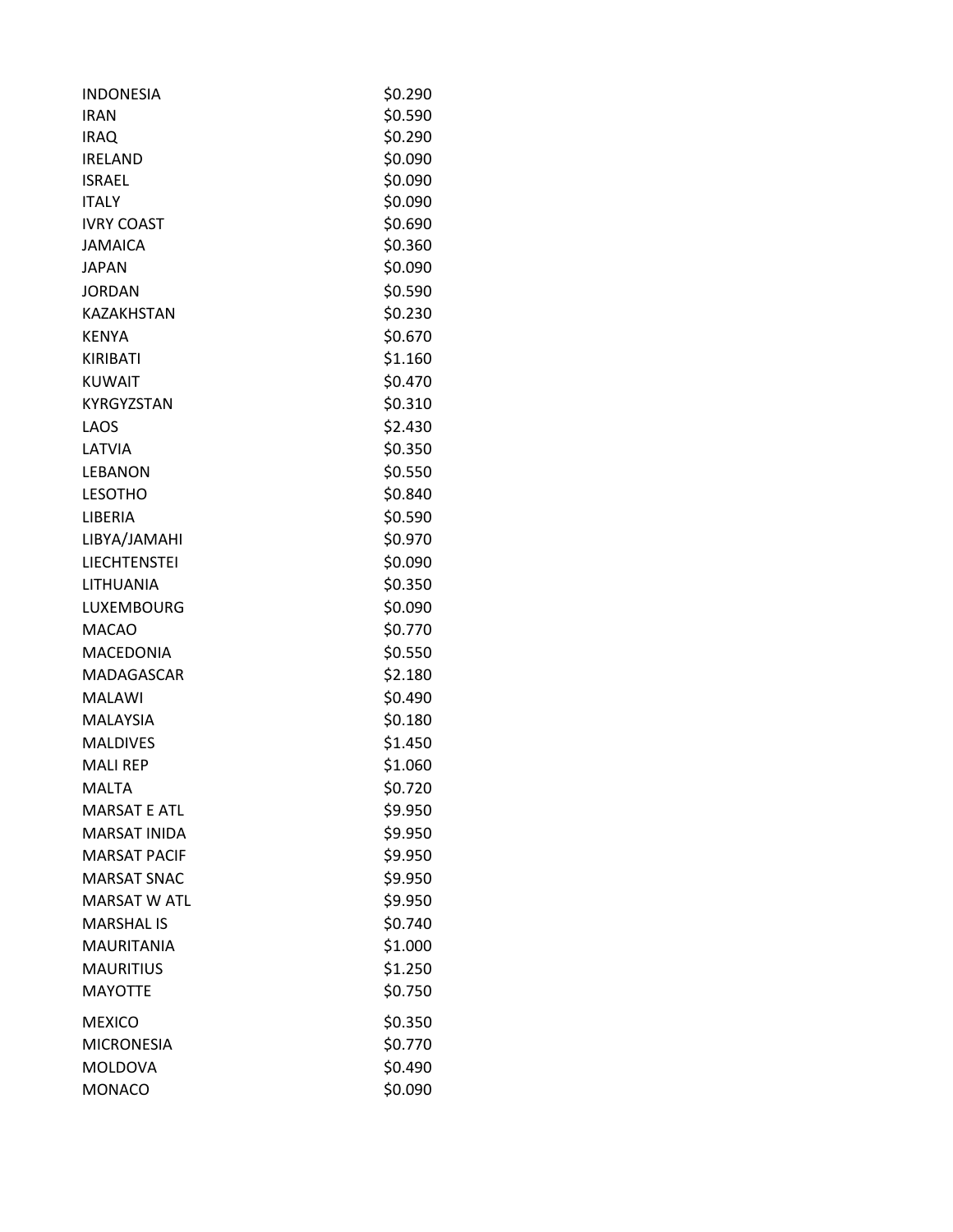| | |
|---|---|
| INDONESIA | $0.290 |
| IRAN | $0.590 |
| IRAQ | $0.290 |
| IRELAND | $0.090 |
| ISRAEL | $0.090 |
| ITALY | $0.090 |
| IVRY COAST | $0.690 |
| JAMAICA | $0.360 |
| JAPAN | $0.090 |
| JORDAN | $0.590 |
| KAZAKHSTAN | $0.230 |
| KENYA | $0.670 |
| KIRIBATI | $1.160 |
| KUWAIT | $0.470 |
| KYRGYZSTAN | $0.310 |
| LAOS | $2.430 |
| LATVIA | $0.350 |
| LEBANON | $0.550 |
| LESOTHO | $0.840 |
| LIBERIA | $0.590 |
| LIBYA/JAMAHI | $0.970 |
| LIECHTENSTEI | $0.090 |
| LITHUANIA | $0.350 |
| LUXEMBOURG | $0.090 |
| MACAO | $0.770 |
| MACEDONIA | $0.550 |
| MADAGASCAR | $2.180 |
| MALAWI | $0.490 |
| MALAYSIA | $0.180 |
| MALDIVES | $1.450 |
| MALI REP | $1.060 |
| MALTA | $0.720 |
| MARSAT E ATL | $9.950 |
| MARSAT INIDA | $9.950 |
| MARSAT PACIF | $9.950 |
| MARSAT SNAC | $9.950 |
| MARSAT W ATL | $9.950 |
| MARSHAL IS | $0.740 |
| MAURITANIA | $1.000 |
| MAURITIUS | $1.250 |
| MAYOTTE | $0.750 |
| MEXICO | $0.350 |
| MICRONESIA | $0.770 |
| MOLDOVA | $0.490 |
| MONACO | $0.090 |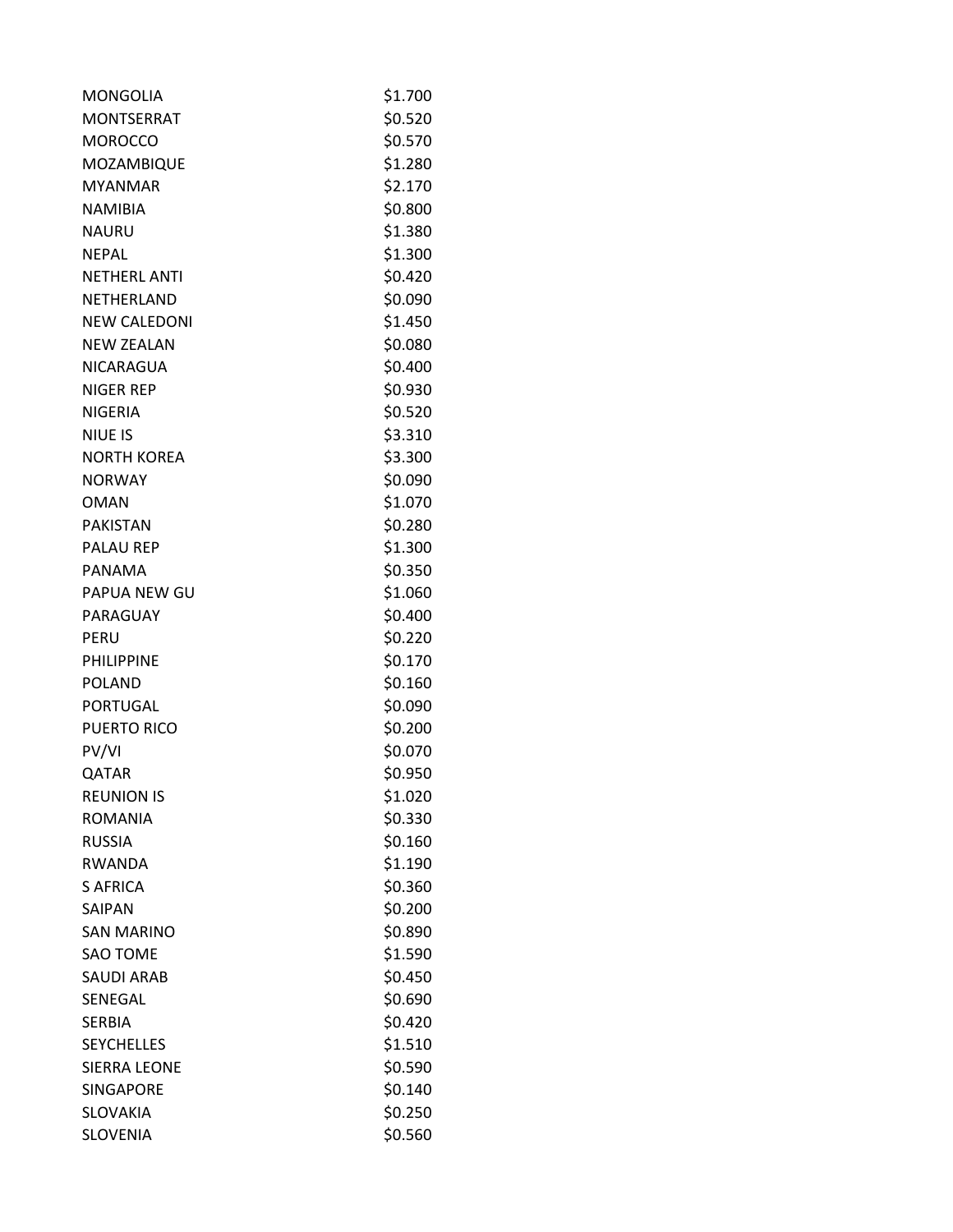| | |
|---|---|
| MONGOLIA | $1.700 |
| MONTSERRAT | $0.520 |
| MOROCCO | $0.570 |
| MOZAMBIQUE | $1.280 |
| MYANMAR | $2.170 |
| NAMIBIA | $0.800 |
| NAURU | $1.380 |
| NEPAL | $1.300 |
| NETHERL ANTI | $0.420 |
| NETHERLAND | $0.090 |
| NEW CALEDONI | $1.450 |
| NEW ZEALAN | $0.080 |
| NICARAGUA | $0.400 |
| NIGER REP | $0.930 |
| NIGERIA | $0.520 |
| NIUE IS | $3.310 |
| NORTH KOREA | $3.300 |
| NORWAY | $0.090 |
| OMAN | $1.070 |
| PAKISTAN | $0.280 |
| PALAU REP | $1.300 |
| PANAMA | $0.350 |
| PAPUA NEW GU | $1.060 |
| PARAGUAY | $0.400 |
| PERU | $0.220 |
| PHILIPPINE | $0.170 |
| POLAND | $0.160 |
| PORTUGAL | $0.090 |
| PUERTO RICO | $0.200 |
| PV/VI | $0.070 |
| QATAR | $0.950 |
| REUNION IS | $1.020 |
| ROMANIA | $0.330 |
| RUSSIA | $0.160 |
| RWANDA | $1.190 |
| S AFRICA | $0.360 |
| SAIPAN | $0.200 |
| SAN MARINO | $0.890 |
| SAO TOME | $1.590 |
| SAUDI ARAB | $0.450 |
| SENEGAL | $0.690 |
| SERBIA | $0.420 |
| SEYCHELLES | $1.510 |
| SIERRA LEONE | $0.590 |
| SINGAPORE | $0.140 |
| SLOVAKIA | $0.250 |
| SLOVENIA | $0.560 |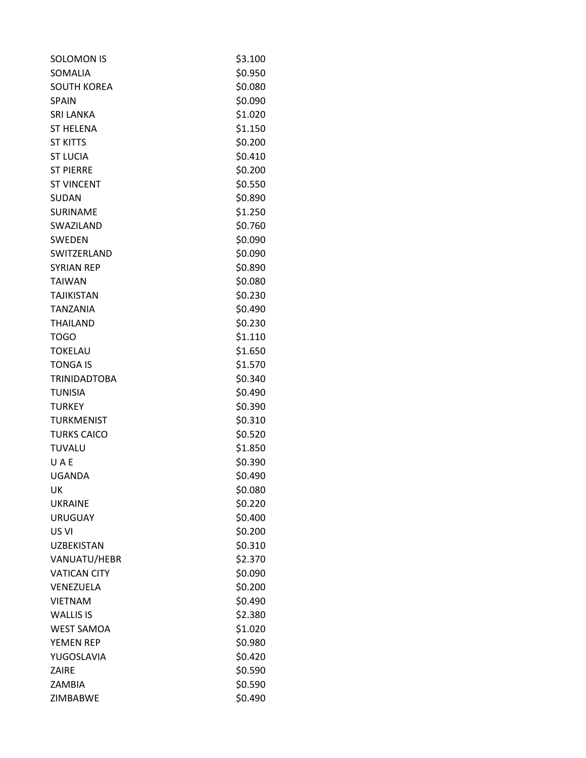| | |
|---|---|
| SOLOMON IS | $3.100 |
| SOMALIA | $0.950 |
| SOUTH KOREA | $0.080 |
| SPAIN | $0.090 |
| SRI LANKA | $1.020 |
| ST HELENA | $1.150 |
| ST KITTS | $0.200 |
| ST LUCIA | $0.410 |
| ST PIERRE | $0.200 |
| ST VINCENT | $0.550 |
| SUDAN | $0.890 |
| SURINAME | $1.250 |
| SWAZILAND | $0.760 |
| SWEDEN | $0.090 |
| SWITZERLAND | $0.090 |
| SYRIAN REP | $0.890 |
| TAIWAN | $0.080 |
| TAJIKISTAN | $0.230 |
| TANZANIA | $0.490 |
| THAILAND | $0.230 |
| TOGO | $1.110 |
| TOKELAU | $1.650 |
| TONGA IS | $1.570 |
| TRINIDADTOBA | $0.340 |
| TUNISIA | $0.490 |
| TURKEY | $0.390 |
| TURKMENIST | $0.310 |
| TURKS CAICO | $0.520 |
| TUVALU | $1.850 |
| U A E | $0.390 |
| UGANDA | $0.490 |
| UK | $0.080 |
| UKRAINE | $0.220 |
| URUGUAY | $0.400 |
| US VI | $0.200 |
| UZBEKISTAN | $0.310 |
| VANUATU/HEBR | $2.370 |
| VATICAN CITY | $0.090 |
| VENEZUELA | $0.200 |
| VIETNAM | $0.490 |
| WALLIS IS | $2.380 |
| WEST SAMOA | $1.020 |
| YEMEN REP | $0.980 |
| YUGOSLAVIA | $0.420 |
| ZAIRE | $0.590 |
| ZAMBIA | $0.590 |
| ZIMBABWE | $0.490 |